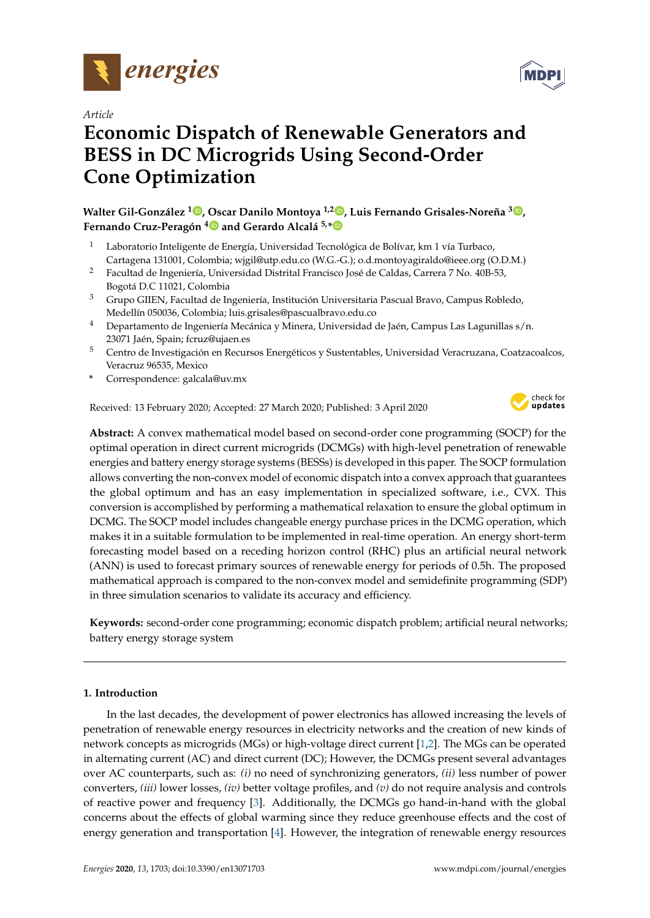Article

# Economic Dispatch of Renewable Generators and BESS in DC Microgrids Using Second-Order Cone Optimization

**Walter Gil-González [1], Oscar Danilo Montoya [1,2], Luis Fernando Grisales-Noreña [3], Fernando Cruz-Peragón [4] and Gerardo Alcalá [5,*]**

1. Laboratorio Inteligente de Energía, Universidad Tecnológica de Bolívar, km 1 vía Turbaco, Cartagena 131001, Colombia; wjgil@utp.edu.co (W.G.-G.); o.d.montoyagiraldo@ieee.org (O.D.M.)
2. Facultad de Ingeniería, Universidad Distrital Francisco José de Caldas, Carrera 7 No. 40B-53, Bogotá D.C 11021, Colombia
3. Grupo GIIEN, Facultad de Ingeniería, Institución Universitaria Pascual Bravo, Campus Robledo, Medellín 050036, Colombia; luis.grisales@pascualbravo.edu.co
4. Departamento de Ingeniería Mecánica y Minera, Universidad de Jaén, Campus Las Lagunillas s/n. 23071 Jaén, Spain; fcruz@ujaen.es
5. Centro de Investigación en Recursos Energéticos y Sustentables, Universidad Veracruzana, Coatzacoalcos, Veracruz 96535, Mexico

\* Correspondence: galcala@uv.mx

Received: 13 February 2020; Accepted: 27 March 2020; Published: 3 April 2020

**Abstract:** A convex mathematical model based on second-order cone programming (SOCP) for the optimal operation in direct current microgrids (DCMGs) with high-level penetration of renewable energies and battery energy storage systems (BESSs) is developed in this paper. The SOCP formulation allows converting the non-convex model of economic dispatch into a convex approach that guarantees the global optimum and has an easy implementation in specialized software, i.e., CVX. This conversion is accomplished by performing a mathematical relaxation to ensure the global optimum in DCMG. The SOCP model includes changeable energy purchase prices in the DCMG operation, which makes it in a suitable formulation to be implemented in real-time operation. An energy short-term forecasting model based on a receding horizon control (RHC) plus an artificial neural network (ANN) is used to forecast primary sources of renewable energy for periods of 0.5h. The proposed mathematical approach is compared to the non-convex model and semidefinite programming (SDP) in three simulation scenarios to validate its accuracy and efficiency.

**Keywords:** second-order cone programming; economic dispatch problem; artificial neural networks; battery energy storage system

## 1. Introduction

In the last decades, the development of power electronics has allowed increasing the levels of penetration of renewable energy resources in electricity networks and the creation of new kinds of network concepts as microgrids (MGs) or high-voltage direct current [1,2]. The MGs can be operated in alternating current (AC) and direct current (DC); However, the DCMGs present several advantages over AC counterparts, such as: *(i)* no need of synchronizing generators, *(ii)* less number of power converters, *(iii)* lower losses, *(iv)* better voltage profiles, and *(v)* do not require analysis and controls of reactive power and frequency [3]. Additionally, the DCMGs go hand-in-hand with the global concerns about the effects of global warming since they reduce greenhouse effects and the cost of energy generation and transportation [4]. However, the integration of renewable energy resources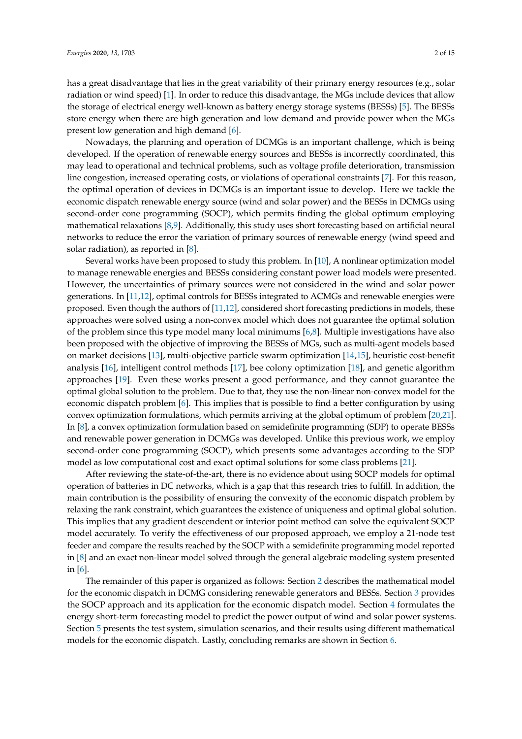has a great disadvantage that lies in the great variability of their primary energy resources (e.g., solar radiation or wind speed) [1]. In order to reduce this disadvantage, the MGs include devices that allow the storage of electrical energy well-known as battery energy storage systems (BESSs) [5]. The BESSs store energy when there are high generation and low demand and provide power when the MGs present low generation and high demand [6].

Nowadays, the planning and operation of DCMGs is an important challenge, which is being developed. If the operation of renewable energy sources and BESSs is incorrectly coordinated, this may lead to operational and technical problems, such as voltage profile deterioration, transmission line congestion, increased operating costs, or violations of operational constraints [7]. For this reason, the optimal operation of devices in DCMGs is an important issue to develop. Here we tackle the economic dispatch renewable energy source (wind and solar power) and the BESSs in DCMGs using second-order cone programming (SOCP), which permits finding the global optimum employing mathematical relaxations [8,9]. Additionally, this study uses short forecasting based on artificial neural networks to reduce the error the variation of primary sources of renewable energy (wind speed and solar radiation), as reported in [8].

Several works have been proposed to study this problem. In [10], A nonlinear optimization model to manage renewable energies and BESSs considering constant power load models were presented. However, the uncertainties of primary sources were not considered in the wind and solar power generations. In [11,12], optimal controls for BESSs integrated to ACMGs and renewable energies were proposed. Even though the authors of [11,12], considered short forecasting predictions in models, these approaches were solved using a non-convex model which does not guarantee the optimal solution of the problem since this type model many local minimums [6,8]. Multiple investigations have also been proposed with the objective of improving the BESSs of MGs, such as multi-agent models based on market decisions [13], multi-objective particle swarm optimization [14,15], heuristic cost-benefit analysis [16], intelligent control methods [17], bee colony optimization [18], and genetic algorithm approaches [19]. Even these works present a good performance, and they cannot guarantee the optimal global solution to the problem. Due to that, they use the non-linear non-convex model for the economic dispatch problem [6]. This implies that is possible to find a better configuration by using convex optimization formulations, which permits arriving at the global optimum of problem [20,21]. In [8], a convex optimization formulation based on semidefinite programming (SDP) to operate BESSs and renewable power generation in DCMGs was developed. Unlike this previous work, we employ second-order cone programming (SOCP), which presents some advantages according to the SDP model as low computational cost and exact optimal solutions for some class problems [21].

After reviewing the state-of-the-art, there is no evidence about using SOCP models for optimal operation of batteries in DC networks, which is a gap that this research tries to fulfill. In addition, the main contribution is the possibility of ensuring the convexity of the economic dispatch problem by relaxing the rank constraint, which guarantees the existence of uniqueness and optimal global solution. This implies that any gradient descendent or interior point method can solve the equivalent SOCP model accurately. To verify the effectiveness of our proposed approach, we employ a 21-node test feeder and compare the results reached by the SOCP with a semidefinite programming model reported in [8] and an exact non-linear model solved through the general algebraic modeling system presented in [6].

The remainder of this paper is organized as follows: Section 2 describes the mathematical model for the economic dispatch in DCMG considering renewable generators and BESSs. Section 3 provides the SOCP approach and its application for the economic dispatch model. Section 4 formulates the energy short-term forecasting model to predict the power output of wind and solar power systems. Section 5 presents the test system, simulation scenarios, and their results using different mathematical models for the economic dispatch. Lastly, concluding remarks are shown in Section 6.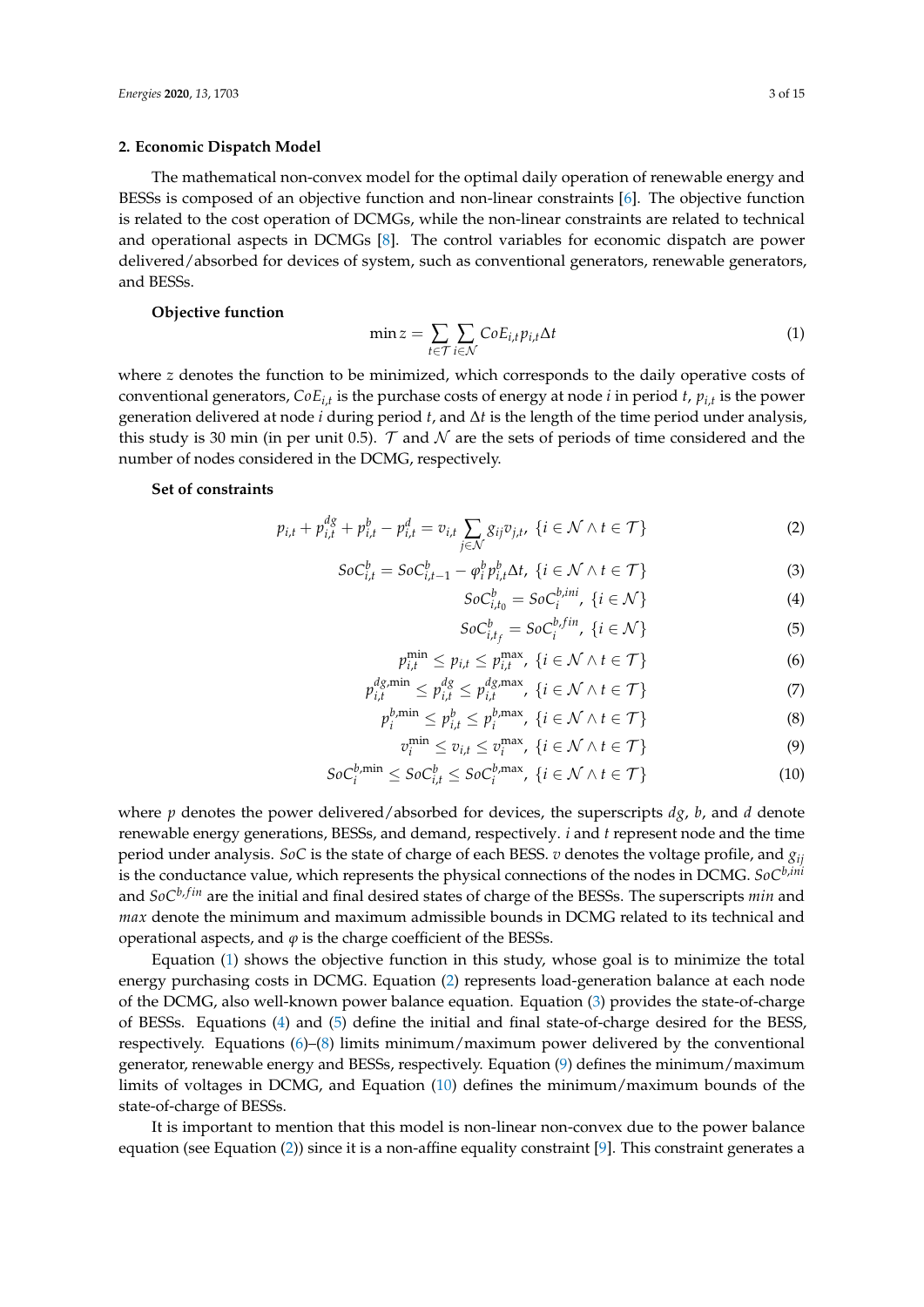## 2. Economic Dispatch Model

The mathematical non-convex model for the optimal daily operation of renewable energy and BESSs is composed of an objective function and non-linear constraints [6]. The objective function is related to the cost operation of DCMGs, while the non-linear constraints are related to technical and operational aspects in DCMGs [8]. The control variables for economic dispatch are power delivered/absorbed for devices of system, such as conventional generators, renewable generators, and BESSs.

**Objective function**

$$\min z = \sum_{t \in \mathcal{T}} \sum_{i \in \mathcal{N}} CoE_{i,t} p_{i,t} \Delta t \tag{1}$$

where $z$ denotes the function to be minimized, which corresponds to the daily operative costs of conventional generators, $CoE_{i,t}$ is the purchase costs of energy at node $i$ in period $t$, $p_{i,t}$ is the power generation delivered at node $i$ during period $t$, and $\Delta t$ is the length of the time period under analysis, this study is 30 min (in per unit 0.5). $\mathcal{T}$ and $\mathcal{N}$ are the sets of periods of time considered and the number of nodes considered in the DCMG, respectively.

**Set of constraints**

$$p_{i,t} + p_{i,t}^{dg} + p_{i,t}^{b} - p_{i,t}^{d} = v_{i,t} \sum_{j \in \mathcal{N}} g_{ij} v_{j,t}, \; \{i \in \mathcal{N} \wedge t \in \mathcal{T}\} \tag{2}$$

$$SoC_{i,t}^{b} = SoC_{i,t-1}^{b} - \varphi_i^b p_{i,t}^{b} \Delta t, \; \{i \in \mathcal{N} \wedge t \in \mathcal{T}\} \tag{3}$$

$$SoC_{i,t_0}^{b} = SoC_i^{b,ini}, \; \{i \in \mathcal{N}\} \tag{4}$$

$$SoC_{i,t_f}^{b} = SoC_i^{b,fin}, \; \{i \in \mathcal{N}\} \tag{5}$$

$$p_{i,t}^{\min} \leq p_{i,t} \leq p_{i,t}^{\max}, \; \{i \in \mathcal{N} \wedge t \in \mathcal{T}\} \tag{6}$$

$$p_{i,t}^{dg,\min} \leq p_{i,t}^{dg} \leq p_{i,t}^{dg,\max}, \; \{i \in \mathcal{N} \wedge t \in \mathcal{T}\} \tag{7}$$

$$p_i^{b,\min} \leq p_{i,t}^{b} \leq p_i^{b,\max}, \; \{i \in \mathcal{N} \wedge t \in \mathcal{T}\} \tag{8}$$

$$v_i^{\min} \leq v_{i,t} \leq v_i^{\max}, \; \{i \in \mathcal{N} \wedge t \in \mathcal{T}\} \tag{9}$$

$$SoC_i^{b,\min} \leq SoC_{i,t}^{b} \leq SoC_i^{b,\max}, \; \{i \in \mathcal{N} \wedge t \in \mathcal{T}\} \tag{10}$$

where $p$ denotes the power delivered/absorbed for devices, the superscripts $dg$, $b$, and $d$ denote renewable energy generations, BESSs, and demand, respectively. $i$ and $t$ represent node and the time period under analysis. $SoC$ is the state of charge of each BESS. $v$ denotes the voltage profile, and $g_{ij}$ is the conductance value, which represents the physical connections of the nodes in DCMG. $SoC^{b,ini}$ and $SoC^{b,fin}$ are the initial and final desired states of charge of the BESSs. The superscripts *min* and *max* denote the minimum and maximum admissible bounds in DCMG related to its technical and operational aspects, and $\varphi$ is the charge coefficient of the BESSs.

Equation (1) shows the objective function in this study, whose goal is to minimize the total energy purchasing costs in DCMG. Equation (2) represents load-generation balance at each node of the DCMG, also well-known power balance equation. Equation (3) provides the state-of-charge of BESSs. Equations (4) and (5) define the initial and final state-of-charge desired for the BESS, respectively. Equations (6)–(8) limits minimum/maximum power delivered by the conventional generator, renewable energy and BESSs, respectively. Equation (9) defines the minimum/maximum limits of voltages in DCMG, and Equation (10) defines the minimum/maximum bounds of the state-of-charge of BESSs.

It is important to mention that this model is non-linear non-convex due to the power balance equation (see Equation (2)) since it is a non-affine equality constraint [9]. This constraint generates a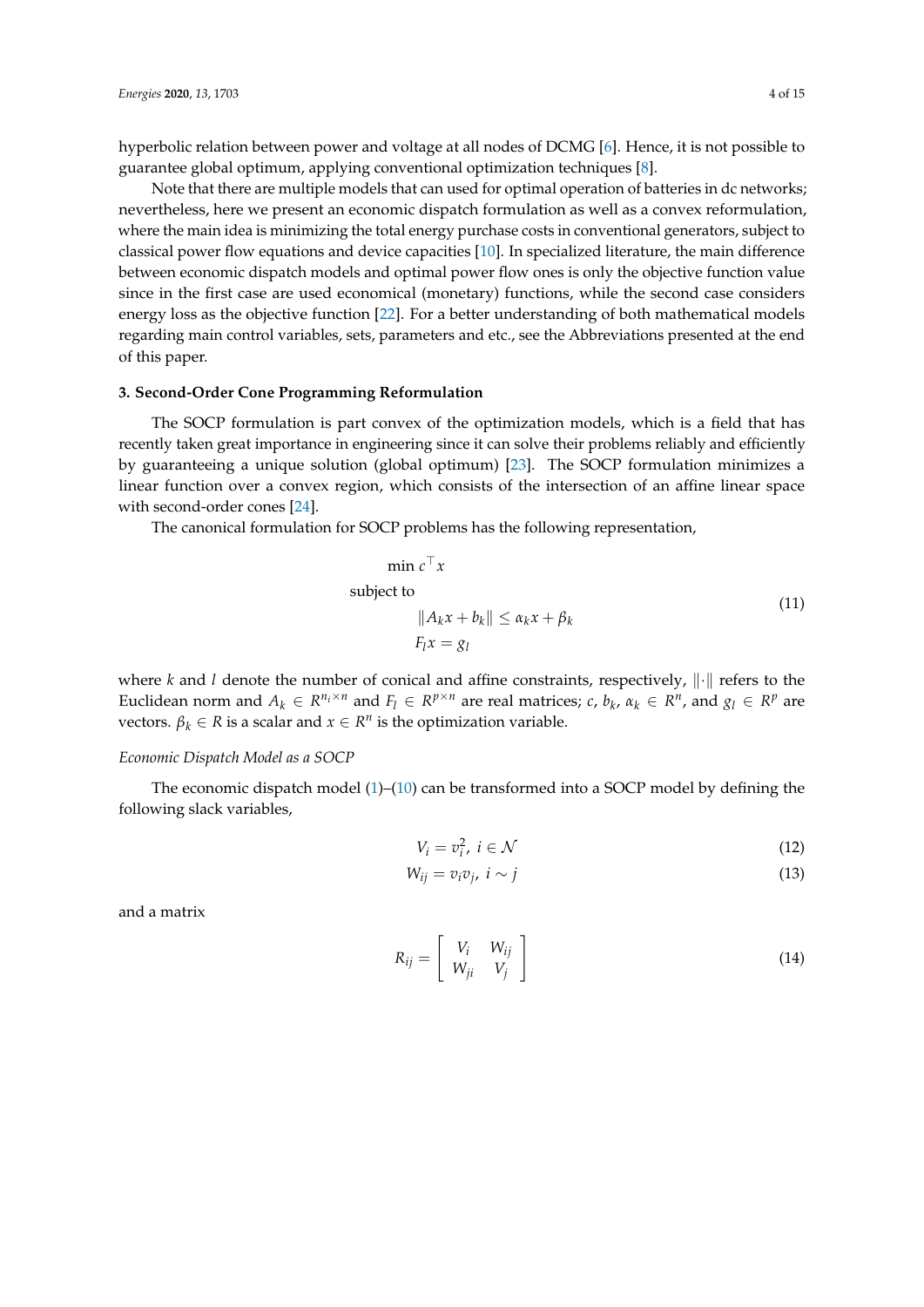hyperbolic relation between power and voltage at all nodes of DCMG [6]. Hence, it is not possible to guarantee global optimum, applying conventional optimization techniques [8].

Note that there are multiple models that can used for optimal operation of batteries in dc networks; nevertheless, here we present an economic dispatch formulation as well as a convex reformulation, where the main idea is minimizing the total energy purchase costs in conventional generators, subject to classical power flow equations and device capacities [10]. In specialized literature, the main difference between economic dispatch models and optimal power flow ones is only the objective function value since in the first case are used economical (monetary) functions, while the second case considers energy loss as the objective function [22]. For a better understanding of both mathematical models regarding main control variables, sets, parameters and etc., see the Abbreviations presented at the end of this paper.

## 3. Second-Order Cone Programming Reformulation

The SOCP formulation is part convex of the optimization models, which is a field that has recently taken great importance in engineering since it can solve their problems reliably and efficiently by guaranteeing a unique solution (global optimum) [23]. The SOCP formulation minimizes a linear function over a convex region, which consists of the intersection of an affine linear space with second-order cones [24].

The canonical formulation for SOCP problems has the following representation,

$$\begin{aligned} &\min c^{\top} x \\ &\text{subject to} \\ &\qquad \|A_k x + b_k\| \leq \alpha_k x + \beta_k \\ &\qquad F_l x = g_l \end{aligned} \tag{11}$$

where $k$ and $l$ denote the number of conical and affine constraints, respectively, $\|\cdot\|$ refers to the Euclidean norm and $A_k \in R^{n_i \times n}$ and $F_l \in R^{p \times n}$ are real matrices; $c$, $b_k$, $\alpha_k \in R^n$, and $g_l \in R^p$ are vectors. $\beta_k \in R$ is a scalar and $x \in R^n$ is the optimization variable.

### *Economic Dispatch Model as a SOCP*

The economic dispatch model (1)–(10) can be transformed into a SOCP model by defining the following slack variables,

$$V_i = v_i^2, \; i \in \mathcal{N} \tag{12}$$

$$W_{ij} = v_i v_j, \; i \sim j \tag{13}$$

and a matrix

$$R_{ij} = \begin{bmatrix} V_i & W_{ij} \\ W_{ji} & V_j \end{bmatrix} \tag{14}$$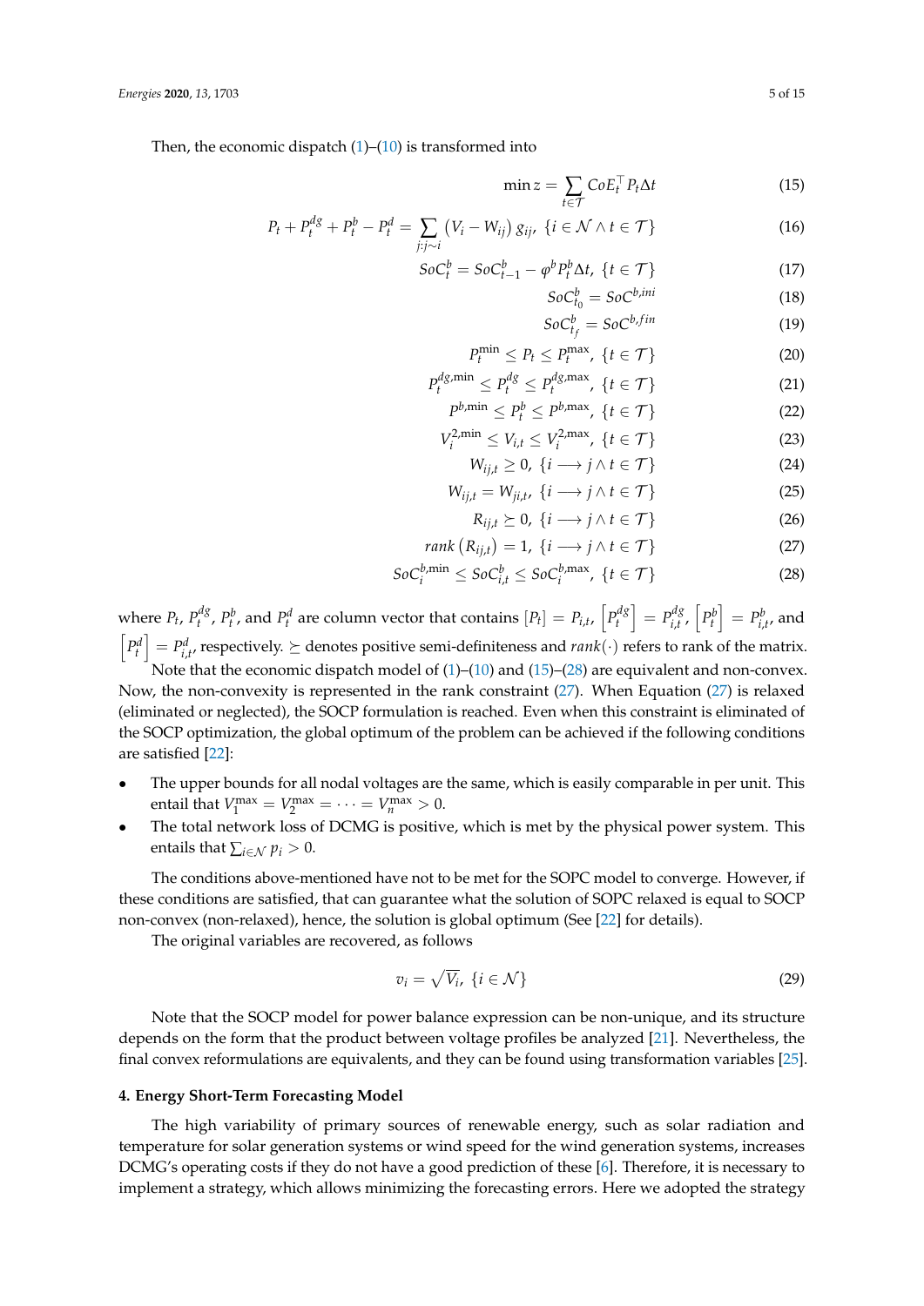Then, the economic dispatch (1)–(10) is transformed into

$$\min z = \sum_{t \in \mathcal{T}} CoE_t^\top P_t \Delta t \tag{15}$$

$$P_t + P_t^{dg} + P_t^{b} - P_t^{d} = \sum_{j:j\sim i} \left(V_i - W_{ij}\right) g_{ij},\ \{i \in \mathcal{N} \wedge t \in \mathcal{T}\} \tag{16}$$

$$SoC_t^b = SoC_{t-1}^b - \varphi^b P_t^b \Delta t,\ \{t \in \mathcal{T}\} \tag{17}$$

$$SoC_{t_0}^b = SoC^{b,ini} \tag{18}$$

$$SoC_{t_f}^b = SoC^{b,fin} \tag{19}$$

$$P_t^{\min} \leq P_t \leq P_t^{\max},\ \{t \in \mathcal{T}\} \tag{20}$$

$$P_t^{dg,\min} \leq P_t^{dg} \leq P_t^{dg,\max},\ \{t \in \mathcal{T}\} \tag{21}$$

$$P^{b,\min} \leq P_t^{b} \leq P^{b,\max},\ \{t \in \mathcal{T}\} \tag{22}$$

$$V_i^{2,\min} \leq V_{i,t} \leq V_i^{2,\max},\ \{t \in \mathcal{T}\} \tag{23}$$

$$W_{ij,t} \geq 0,\ \{i \longrightarrow j \wedge t \in \mathcal{T}\} \tag{24}$$

$$W_{ij,t} = W_{ji,t},\ \{i \longrightarrow j \wedge t \in \mathcal{T}\} \tag{25}$$

$$R_{ij,t} \succeq 0,\ \{i \longrightarrow j \wedge t \in \mathcal{T}\} \tag{26}$$

$$rank\left(R_{ij,t}\right) = 1,\ \{i \longrightarrow j \wedge t \in \mathcal{T}\} \tag{27}$$

$$SoC_i^{b,\min} \leq SoC_{i,t}^b \leq SoC_i^{b,\max},\ \{t \in \mathcal{T}\} \tag{28}$$

where $P_t$, $P_t^{dg}$, $P_t^b$, and $P_t^d$ are column vector that contains $[P_t] = P_{i,t}$, $\left[P_t^{dg}\right] = P_{i,t}^{dg}$, $\left[P_t^b\right] = P_{i,t}^b$, and $\left[P_t^d\right] = P_{i,t}^d$, respectively. $\succeq$ denotes positive semi-definiteness and $rank(\cdot)$ refers to rank of the matrix.

Note that the economic dispatch model of (1)–(10) and (15)–(28) are equivalent and non-convex. Now, the non-convexity is represented in the rank constraint (27). When Equation (27) is relaxed (eliminated or neglected), the SOCP formulation is reached. Even when this constraint is eliminated of the SOCP optimization, the global optimum of the problem can be achieved if the following conditions are satisfied [22]:

- The upper bounds for all nodal voltages are the same, which is easily comparable in per unit. This entail that $V_1^{\max} = V_2^{\max} = \cdots = V_n^{\max} > 0$.
- The total network loss of DCMG is positive, which is met by the physical power system. This entails that $\sum_{i \in \mathcal{N}} p_i > 0$.

The conditions above-mentioned have not to be met for the SOPC model to converge. However, if these conditions are satisfied, that can guarantee what the solution of SOPC relaxed is equal to SOCP non-convex (non-relaxed), hence, the solution is global optimum (See [22] for details).

The original variables are recovered, as follows

$$v_i = \sqrt{V_i},\ \{i \in \mathcal{N}\} \tag{29}$$

Note that the SOCP model for power balance expression can be non-unique, and its structure depends on the form that the product between voltage profiles be analyzed [21]. Nevertheless, the final convex reformulations are equivalents, and they can be found using transformation variables [25].

## 4. Energy Short-Term Forecasting Model

The high variability of primary sources of renewable energy, such as solar radiation and temperature for solar generation systems or wind speed for the wind generation systems, increases DCMG's operating costs if they do not have a good prediction of these [6]. Therefore, it is necessary to implement a strategy, which allows minimizing the forecasting errors. Here we adopted the strategy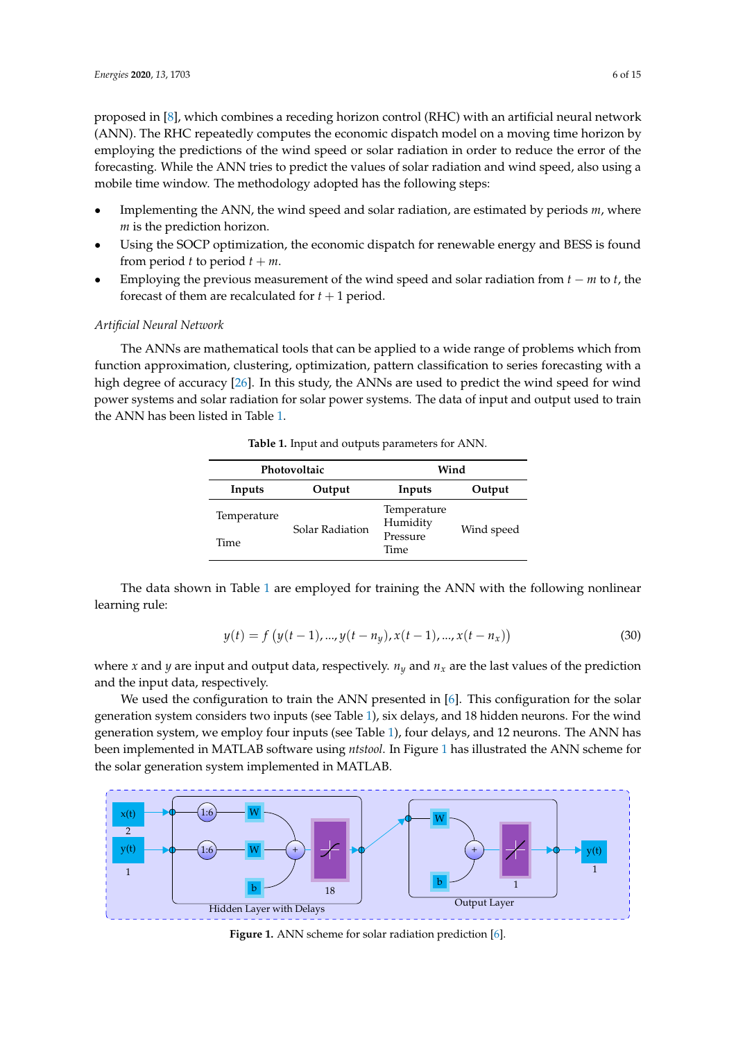proposed in [8], which combines a receding horizon control (RHC) with an artificial neural network (ANN). The RHC repeatedly computes the economic dispatch model on a moving time horizon by employing the predictions of the wind speed or solar radiation in order to reduce the error of the forecasting. While the ANN tries to predict the values of solar radiation and wind speed, also using a mobile time window. The methodology adopted has the following steps:

- Implementing the ANN, the wind speed and solar radiation, are estimated by periods $m$, where $m$ is the prediction horizon.
- Using the SOCP optimization, the economic dispatch for renewable energy and BESS is found from period $t$ to period $t + m$.
- Employing the previous measurement of the wind speed and solar radiation from $t - m$ to $t$, the forecast of them are recalculated for $t + 1$ period.

*Artificial Neural Network*

The ANNs are mathematical tools that can be applied to a wide range of problems which from function approximation, clustering, optimization, pattern classification to series forecasting with a high degree of accuracy [26]. In this study, the ANNs are used to predict the wind speed for wind power systems and solar radiation for solar power systems. The data of input and output used to train the ANN has been listed in Table 1.

**Table 1.** Input and outputs parameters for ANN.

| Photovoltaic | | Wind | |
|---|---|---|---|
| **Inputs** | **Output** | **Inputs** | **Output** |
| Temperature<br>Time | Solar Radiation | Temperature<br>Humidity<br>Pressure<br>Time | Wind speed |

The data shown in Table 1 are employed for training the ANN with the following nonlinear learning rule:

$$y(t) = f\left(y(t-1), ..., y(t-n_y), x(t-1), ..., x(t-n_x)\right) \tag{30}$$

where $x$ and $y$ are input and output data, respectively. $n_y$ and $n_x$ are the last values of the prediction and the input data, respectively.

We used the configuration to train the ANN presented in [6]. This configuration for the solar generation system considers two inputs (see Table 1), six delays, and 18 hidden neurons. For the wind generation system, we employ four inputs (see Table 1), four delays, and 12 neurons. The ANN has been implemented in MATLAB software using *ntstool*. In Figure 1 has illustrated the ANN scheme for the solar generation system implemented in MATLAB.

**Figure 1.** ANN scheme for solar radiation prediction [6].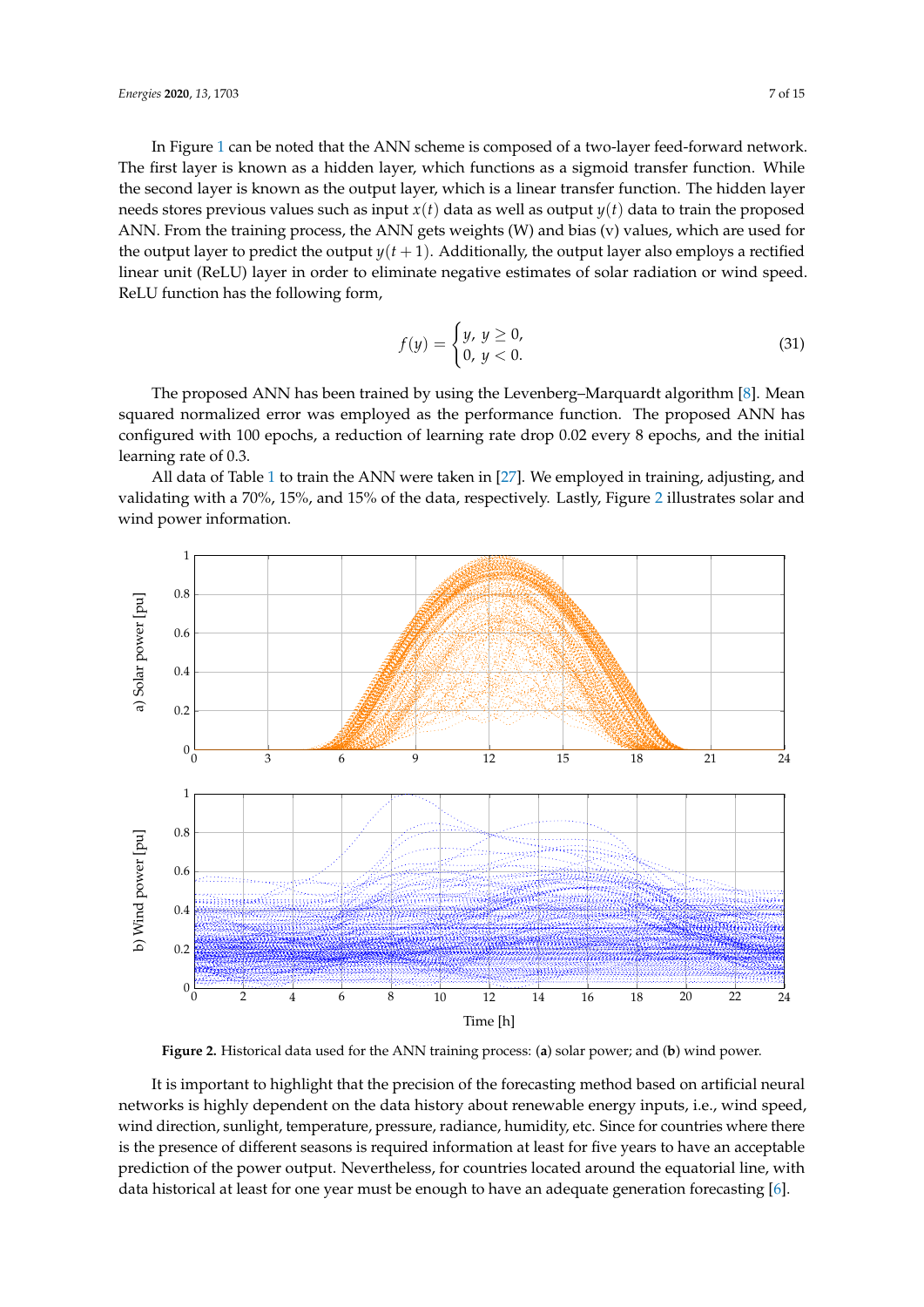In Figure 1 can be noted that the ANN scheme is composed of a two-layer feed-forward network. The first layer is known as a hidden layer, which functions as a sigmoid transfer function. While the second layer is known as the output layer, which is a linear transfer function. The hidden layer needs stores previous values such as input $x(t)$ data as well as output $y(t)$ data to train the proposed ANN. From the training process, the ANN gets weights (W) and bias (v) values, which are used for the output layer to predict the output $y(t+1)$. Additionally, the output layer also employs a rectified linear unit (ReLU) layer in order to eliminate negative estimates of solar radiation or wind speed. ReLU function has the following form,

$$f(y) = \begin{cases} y, \ y \geq 0, \\ 0, \ y < 0. \end{cases} \tag{31}$$

The proposed ANN has been trained by using the Levenberg–Marquardt algorithm [8]. Mean squared normalized error was employed as the performance function. The proposed ANN has configured with 100 epochs, a reduction of learning rate drop 0.02 every 8 epochs, and the initial learning rate of 0.3.

All data of Table 1 to train the ANN were taken in [27]. We employed in training, adjusting, and validating with a 70%, 15%, and 15% of the data, respectively. Lastly, Figure 2 illustrates solar and wind power information.

**Figure 2.** Historical data used for the ANN training process: (**a**) solar power; and (**b**) wind power.

It is important to highlight that the precision of the forecasting method based on artificial neural networks is highly dependent on the data history about renewable energy inputs, i.e., wind speed, wind direction, sunlight, temperature, pressure, radiance, humidity, etc. Since for countries where there is the presence of different seasons is required information at least for five years to have an acceptable prediction of the power output. Nevertheless, for countries located around the equatorial line, with data historical at least for one year must be enough to have an adequate generation forecasting [6].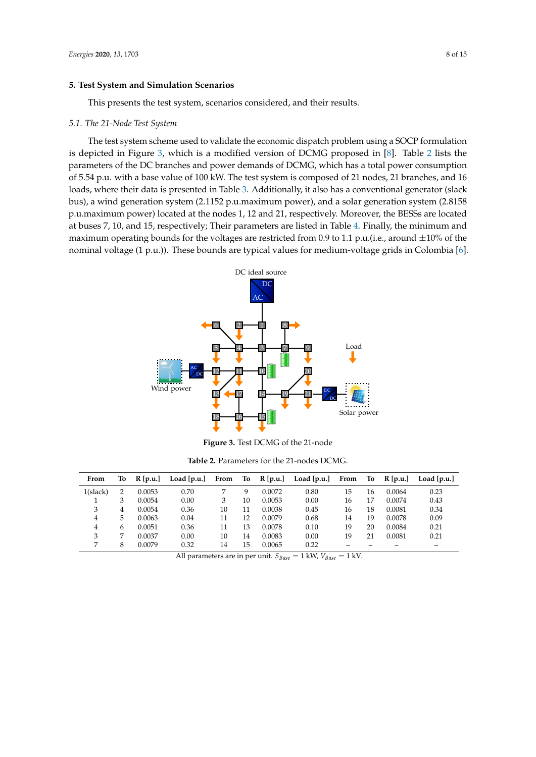## 5. Test System and Simulation Scenarios

This presents the test system, scenarios considered, and their results.

### 5.1. The 21-Node Test System

The test system scheme used to validate the economic dispatch problem using a SOCP formulation is depicted in Figure 3, which is a modified version of DCMG proposed in [8]. Table 2 lists the parameters of the DC branches and power demands of DCMG, which has a total power consumption of 5.54 p.u. with a base value of 100 kW. The test system is composed of 21 nodes, 21 branches, and 16 loads, where their data is presented in Table 3. Additionally, it also has a conventional generator (slack bus), a wind generation system (2.1152 p.u.maximum power), and a solar generation system (2.8158 p.u.maximum power) located at the nodes 1, 12 and 21, respectively. Moreover, the BESSs are located at buses 7, 10, and 15, respectively; Their parameters are listed in Table 4. Finally, the minimum and maximum operating bounds for the voltages are restricted from 0.9 to 1.1 p.u.(i.e., around ±10% of the nominal voltage (1 p.u.)). These bounds are typical values for medium-voltage grids in Colombia [6].

**Figure 3.** Test DCMG of the 21-node

**Table 2.** Parameters for the 21-nodes DCMG.

| From | To | R [p.u.] | Load [p.u.] | From | To | R [p.u.] | Load [p.u.] | From | To | R [p.u.] | Load [p.u.] |
|---|---|---|---|---|---|---|---|---|---|---|---|
| 1(slack) | 2 | 0.0053 | 0.70 | 7 | 9 | 0.0072 | 0.80 | 15 | 16 | 0.0064 | 0.23 |
| 1 | 3 | 0.0054 | 0.00 | 3 | 10 | 0.0053 | 0.00 | 16 | 17 | 0.0074 | 0.43 |
| 3 | 4 | 0.0054 | 0.36 | 10 | 11 | 0.0038 | 0.45 | 16 | 18 | 0.0081 | 0.34 |
| 4 | 5 | 0.0063 | 0.04 | 11 | 12 | 0.0079 | 0.68 | 14 | 19 | 0.0078 | 0.09 |
| 4 | 6 | 0.0051 | 0.36 | 11 | 13 | 0.0078 | 0.10 | 19 | 20 | 0.0084 | 0.21 |
| 3 | 7 | 0.0037 | 0.00 | 10 | 14 | 0.0083 | 0.00 | 19 | 21 | 0.0081 | 0.21 |
| 7 | 8 | 0.0079 | 0.32 | 14 | 15 | 0.0065 | 0.22 | – | – | – | – |

All parameters are in per unit. $S_{Base} = 1$ kW, $V_{Base} = 1$ kV.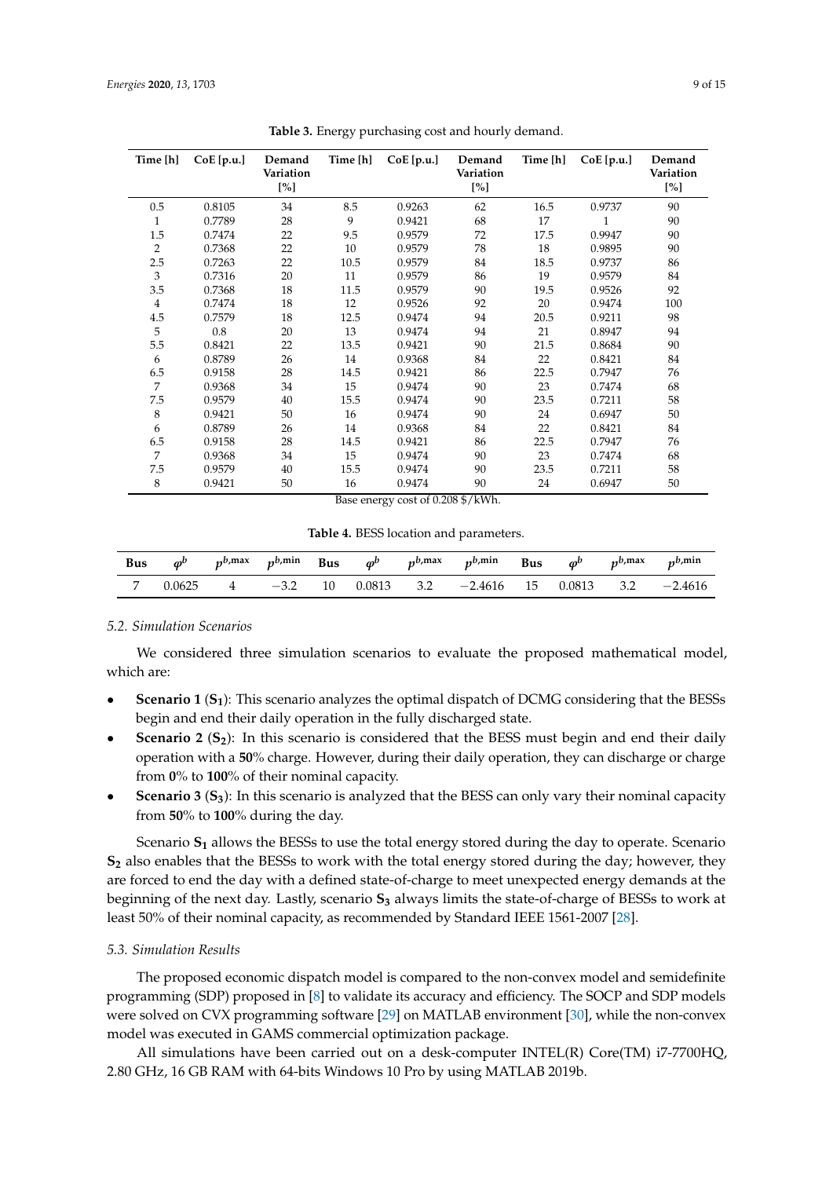**Table 3.** Energy purchasing cost and hourly demand.

| Time [h] | CoE [p.u.] | Demand Variation [%] | Time [h] | CoE [p.u.] | Demand Variation [%] | Time [h] | CoE [p.u.] | Demand Variation [%] |
|---|---|---|---|---|---|---|---|---|
| 0.5 | 0.8105 | 34 | 8.5 | 0.9263 | 62 | 16.5 | 0.9737 | 90 |
| 1 | 0.7789 | 28 | 9 | 0.9421 | 68 | 17 | 1 | 90 |
| 1.5 | 0.7474 | 22 | 9.5 | 0.9579 | 72 | 17.5 | 0.9947 | 90 |
| 2 | 0.7368 | 22 | 10 | 0.9579 | 78 | 18 | 0.9895 | 90 |
| 2.5 | 0.7263 | 22 | 10.5 | 0.9579 | 84 | 18.5 | 0.9737 | 86 |
| 3 | 0.7316 | 20 | 11 | 0.9579 | 86 | 19 | 0.9579 | 84 |
| 3.5 | 0.7368 | 18 | 11.5 | 0.9579 | 90 | 19.5 | 0.9526 | 92 |
| 4 | 0.7474 | 18 | 12 | 0.9526 | 92 | 20 | 0.9474 | 100 |
| 4.5 | 0.7579 | 18 | 12.5 | 0.9474 | 94 | 20.5 | 0.9211 | 98 |
| 5 | 0.8 | 20 | 13 | 0.9474 | 94 | 21 | 0.8947 | 94 |
| 5.5 | 0.8421 | 22 | 13.5 | 0.9421 | 90 | 21.5 | 0.8684 | 90 |
| 6 | 0.8789 | 26 | 14 | 0.9368 | 84 | 22 | 0.8421 | 84 |
| 6.5 | 0.9158 | 28 | 14.5 | 0.9421 | 86 | 22.5 | 0.7947 | 76 |
| 7 | 0.9368 | 34 | 15 | 0.9474 | 90 | 23 | 0.7474 | 68 |
| 7.5 | 0.9579 | 40 | 15.5 | 0.9474 | 90 | 23.5 | 0.7211 | 58 |
| 8 | 0.9421 | 50 | 16 | 0.9474 | 90 | 24 | 0.6947 | 50 |
| 6 | 0.8789 | 26 | 14 | 0.9368 | 84 | 22 | 0.8421 | 84 |
| 6.5 | 0.9158 | 28 | 14.5 | 0.9421 | 86 | 22.5 | 0.7947 | 76 |
| 7 | 0.9368 | 34 | 15 | 0.9474 | 90 | 23 | 0.7474 | 68 |
| 7.5 | 0.9579 | 40 | 15.5 | 0.9474 | 90 | 23.5 | 0.7211 | 58 |
| 8 | 0.9421 | 50 | 16 | 0.9474 | 90 | 24 | 0.6947 | 50 |

Base energy cost of 0.208 $/kWh.

**Table 4.** BESS location and parameters.

| Bus | $\varphi^b$ | $p^{b,\max}$ | $p^{b,\min}$ | Bus | $\varphi^b$ | $p^{b,\max}$ | $p^{b,\min}$ | Bus | $\varphi^b$ | $p^{b,\max}$ | $p^{b,\min}$ |
|---|---|---|---|---|---|---|---|---|---|---|---|
| 7 | 0.0625 | 4 | −3.2 | 10 | 0.0813 | 3.2 | −2.4616 | 15 | 0.0813 | 3.2 | −2.4616 |

### *5.2. Simulation Scenarios*

We considered three simulation scenarios to evaluate the proposed mathematical model, which are:

- **Scenario 1 ($\mathbf{S_1}$)**: This scenario analyzes the optimal dispatch of DCMG considering that the BESSs begin and end their daily operation in the fully discharged state.
- **Scenario 2 ($\mathbf{S_2}$)**: In this scenario is considered that the BESS must begin and end their daily operation with a **50**% charge. However, during their daily operation, they can discharge or charge from **0**% to **100**% of their nominal capacity.
- **Scenario 3 ($\mathbf{S_3}$)**: In this scenario is analyzed that the BESS can only vary their nominal capacity from **50**% to **100**% during the day.

Scenario $\mathbf{S_1}$ allows the BESSs to use the total energy stored during the day to operate. Scenario $\mathbf{S_2}$ also enables that the BESSs to work with the total energy stored during the day; however, they are forced to end the day with a defined state-of-charge to meet unexpected energy demands at the beginning of the next day. Lastly, scenario $\mathbf{S_3}$ always limits the state-of-charge of BESSs to work at least 50% of their nominal capacity, as recommended by Standard IEEE 1561-2007 [28].

### *5.3. Simulation Results*

The proposed economic dispatch model is compared to the non-convex model and semidefinite programming (SDP) proposed in [8] to validate its accuracy and efficiency. The SOCP and SDP models were solved on CVX programming software [29] on MATLAB environment [30], while the non-convex model was executed in GAMS commercial optimization package.

All simulations have been carried out on a desk-computer INTEL(R) Core(TM) i7-7700HQ, 2.80 GHz, 16 GB RAM with 64-bits Windows 10 Pro by using MATLAB 2019b.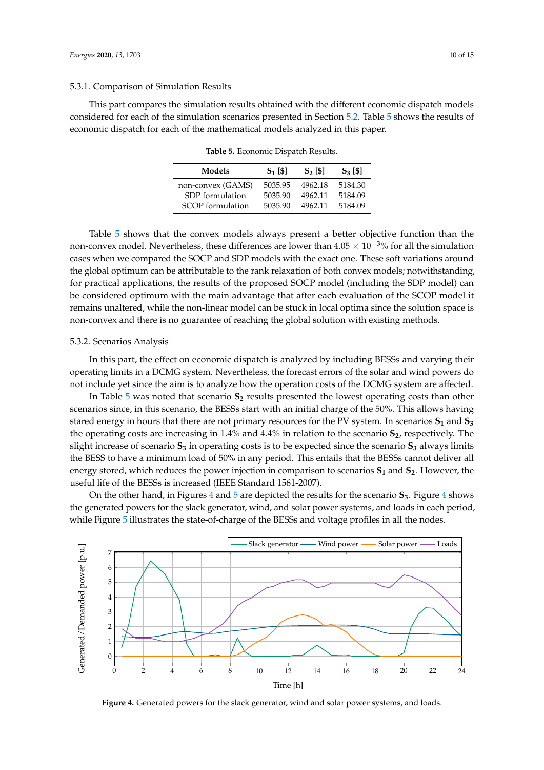#### 5.3.1. Comparison of Simulation Results

This part compares the simulation results obtained with the different economic dispatch models considered for each of the simulation scenarios presented in Section 5.2. Table 5 shows the results of economic dispatch for each of the mathematical models analyzed in this paper.

**Table 5.** Economic Dispatch Results.

| Models | $S_1$ [$] | $S_2$ [$] | $S_3$ [$] |
|---|---|---|---|
| non-convex (GAMS) | 5035.95 | 4962.18 | 5184.30 |
| SDP formulation | 5035.90 | 4962.11 | 5184.09 |
| SCOP formulation | 5035.90 | 4962.11 | 5184.09 |

Table 5 shows that the convex models always present a better objective function than the non-convex model. Nevertheless, these differences are lower than $4.05 \times 10^{-3}$% for all the simulation cases when we compared the SOCP and SDP models with the exact one. These soft variations around the global optimum can be attributable to the rank relaxation of both convex models; notwithstanding, for practical applications, the results of the proposed SOCP model (including the SDP model) can be considered optimum with the main advantage that after each evaluation of the SCOP model it remains unaltered, while the non-linear model can be stuck in local optima since the solution space is non-convex and there is no guarantee of reaching the global solution with existing methods.

#### 5.3.2. Scenarios Analysis

In this part, the effect on economic dispatch is analyzed by including BESSs and varying their operating limits in a DCMG system. Nevertheless, the forecast errors of the solar and wind powers do not include yet since the aim is to analyze how the operation costs of the DCMG system are affected.

In Table 5 was noted that scenario $\mathbf{S_2}$ results presented the lowest operating costs than other scenarios since, in this scenario, the BESSs start with an initial charge of the 50%. This allows having stared energy in hours that there are not primary resources for the PV system. In scenarios $\mathbf{S_1}$ and $\mathbf{S_3}$ the operating costs are increasing in 1.4% and 4.4% in relation to the scenario $\mathbf{S_2}$, respectively. The slight increase of scenario $\mathbf{S_3}$ in operating costs is to be expected since the scenario $\mathbf{S_3}$ always limits the BESS to have a minimum load of 50% in any period. This entails that the BESSs cannot deliver all energy stored, which reduces the power injection in comparison to scenarios $\mathbf{S_1}$ and $\mathbf{S_2}$. However, the useful life of the BESSs is increased (IEEE Standard 1561-2007).

On the other hand, in Figures 4 and 5 are depicted the results for the scenario $\mathbf{S_3}$. Figure 4 shows the generated powers for the slack generator, wind, and solar power systems, and loads in each period, while Figure 5 illustrates the state-of-charge of the BESSs and voltage profiles in all the nodes.

**Figure 4.** Generated powers for the slack generator, wind and solar power systems, and loads.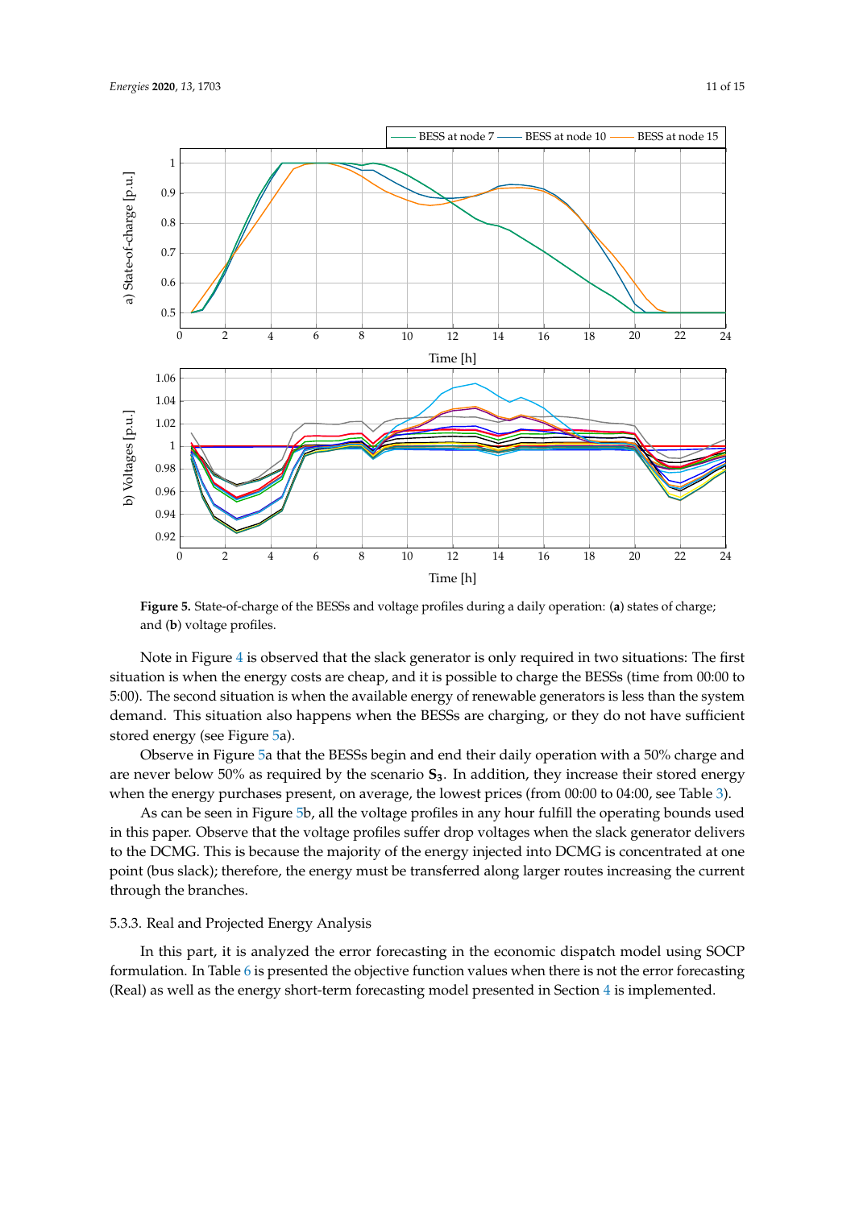**Figure 5.** State-of-charge of the BESSs and voltage profiles during a daily operation: (**a**) states of charge; and (**b**) voltage profiles.

Note in Figure 4 is observed that the slack generator is only required in two situations: The first situation is when the energy costs are cheap, and it is possible to charge the BESSs (time from 00:00 to 5:00). The second situation is when the available energy of renewable generators is less than the system demand. This situation also happens when the BESSs are charging, or they do not have sufficient stored energy (see Figure 5a).

Observe in Figure 5a that the BESSs begin and end their daily operation with a 50% charge and are never below 50% as required by the scenario $\mathbf{S_3}$. In addition, they increase their stored energy when the energy purchases present, on average, the lowest prices (from 00:00 to 04:00, see Table 3).

As can be seen in Figure 5b, all the voltage profiles in any hour fulfill the operating bounds used in this paper. Observe that the voltage profiles suffer drop voltages when the slack generator delivers to the DCMG. This is because the majority of the energy injected into DCMG is concentrated at one point (bus slack); therefore, the energy must be transferred along larger routes increasing the current through the branches.

#### 5.3.3. Real and Projected Energy Analysis

In this part, it is analyzed the error forecasting in the economic dispatch model using SOCP formulation. In Table 6 is presented the objective function values when there is not the error forecasting (Real) as well as the energy short-term forecasting model presented in Section 4 is implemented.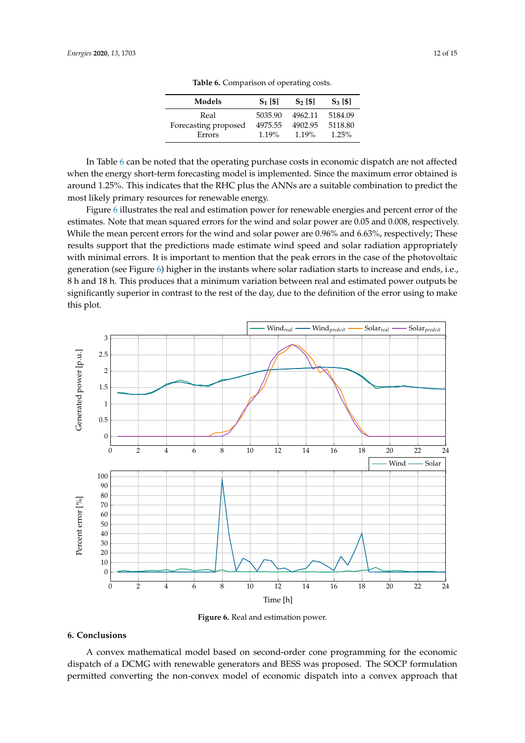**Table 6.** Comparison of operating costs.

| Models | $S_1$ [$] | $S_2$ [$] | $S_3$ [$] |
|---|---|---|---|
| Real | 5035.90 | 4962.11 | 5184.09 |
| Forecasting proposed | 4975.55 | 4902.95 | 5118.80 |
| Errors | 1.19% | 1.19% | 1.25% |

In Table 6 can be noted that the operating purchase costs in economic dispatch are not affected when the energy short-term forecasting model is implemented. Since the maximum error obtained is around 1.25%. This indicates that the RHC plus the ANNs are a suitable combination to predict the most likely primary resources for renewable energy.

Figure 6 illustrates the real and estimation power for renewable energies and percent error of the estimates. Note that mean squared errors for the wind and solar power are 0.05 and 0.008, respectively. While the mean percent errors for the wind and solar power are 0.96% and 6.63%, respectively; These results support that the predictions made estimate wind speed and solar radiation appropriately with minimal errors. It is important to mention that the peak errors in the case of the photovoltaic generation (see Figure 6) higher in the instants where solar radiation starts to increase and ends, i.e., 8 h and 18 h. This produces that a minimum variation between real and estimated power outputs be significantly superior in contrast to the rest of the day, due to the definition of the error using to make this plot.

**Figure 6.** Real and estimation power.

## 6. Conclusions

A convex mathematical model based on second-order cone programming for the economic dispatch of a DCMG with renewable generators and BESS was proposed. The SOCP formulation permitted converting the non-convex model of economic dispatch into a convex approach that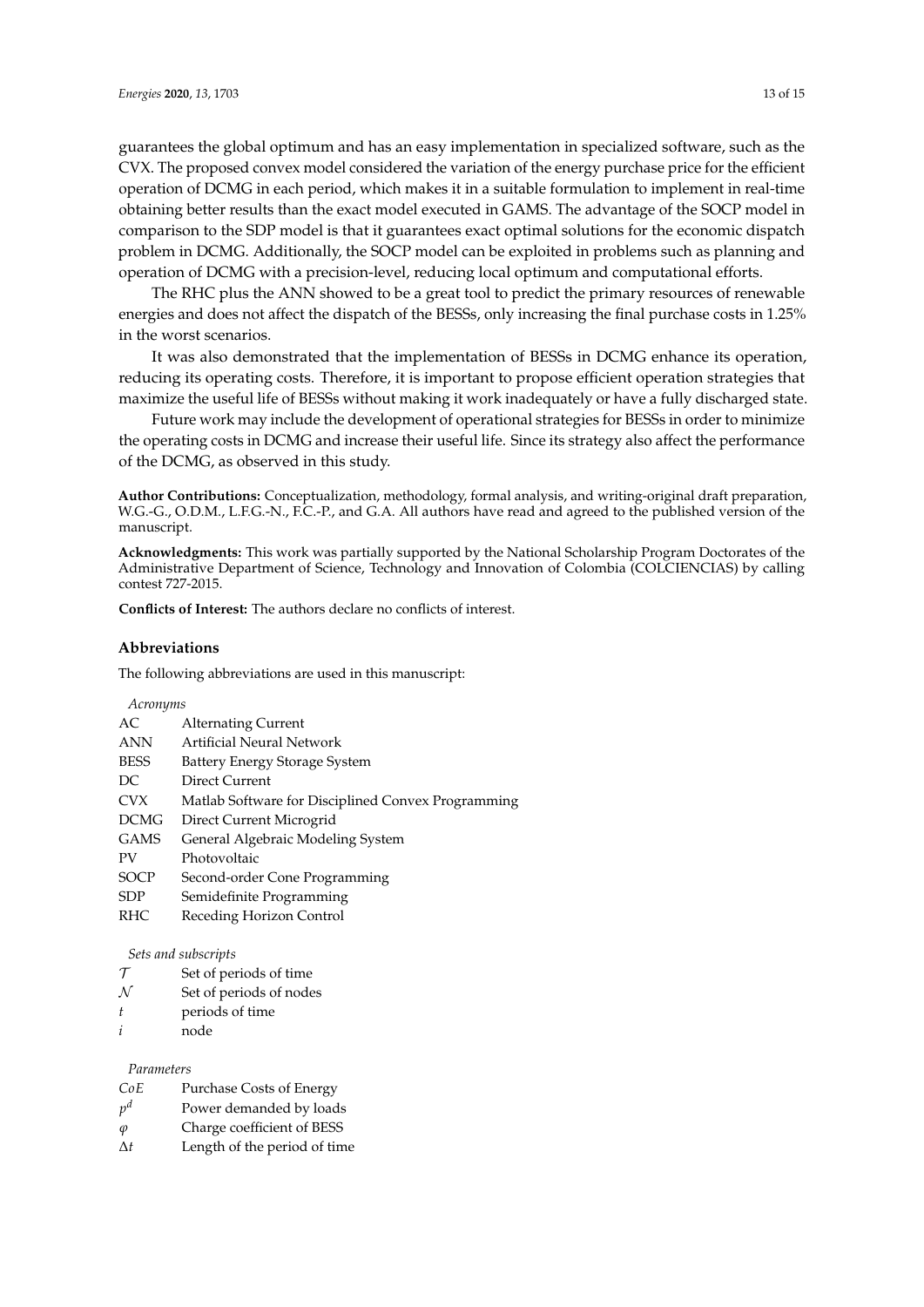guarantees the global optimum and has an easy implementation in specialized software, such as the CVX. The proposed convex model considered the variation of the energy purchase price for the efficient operation of DCMG in each period, which makes it in a suitable formulation to implement in real-time obtaining better results than the exact model executed in GAMS. The advantage of the SOCP model in comparison to the SDP model is that it guarantees exact optimal solutions for the economic dispatch problem in DCMG. Additionally, the SOCP model can be exploited in problems such as planning and operation of DCMG with a precision-level, reducing local optimum and computational efforts.

The RHC plus the ANN showed to be a great tool to predict the primary resources of renewable energies and does not affect the dispatch of the BESSs, only increasing the final purchase costs in 1.25% in the worst scenarios.

It was also demonstrated that the implementation of BESSs in DCMG enhance its operation, reducing its operating costs. Therefore, it is important to propose efficient operation strategies that maximize the useful life of BESSs without making it work inadequately or have a fully discharged state.

Future work may include the development of operational strategies for BESSs in order to minimize the operating costs in DCMG and increase their useful life. Since its strategy also affect the performance of the DCMG, as observed in this study.

**Author Contributions:** Conceptualization, methodology, formal analysis, and writing-original draft preparation, W.G.-G., O.D.M., L.F.G.-N., F.C.-P., and G.A. All authors have read and agreed to the published version of the manuscript.

**Acknowledgments:** This work was partially supported by the National Scholarship Program Doctorates of the Administrative Department of Science, Technology and Innovation of Colombia (COLCIENCIAS) by calling contest 727-2015.

**Conflicts of Interest:** The authors declare no conflicts of interest.

## Abbreviations

The following abbreviations are used in this manuscript:

*Acronyms*

| | |
|---|---|
| AC | Alternating Current |
| ANN | Artificial Neural Network |
| BESS | Battery Energy Storage System |
| DC | Direct Current |
| CVX | Matlab Software for Disciplined Convex Programming |
| DCMG | Direct Current Microgrid |
| GAMS | General Algebraic Modeling System |
| PV | Photovoltaic |
| SOCP | Second-order Cone Programming |
| SDP | Semidefinite Programming |
| RHC | Receding Horizon Control |

*Sets and subscripts*

| | |
|---|---|
| $\mathcal{T}$ | Set of periods of time |
| $\mathcal{N}$ | Set of periods of nodes |
| $t$ | periods of time |
| $i$ | node |

*Parameters*

| | |
|---|---|
| $CoE$ | Purchase Costs of Energy |
| $p^d$ | Power demanded by loads |
| $\varphi$ | Charge coefficient of BESS |
| $\Delta t$ | Length of the period of time |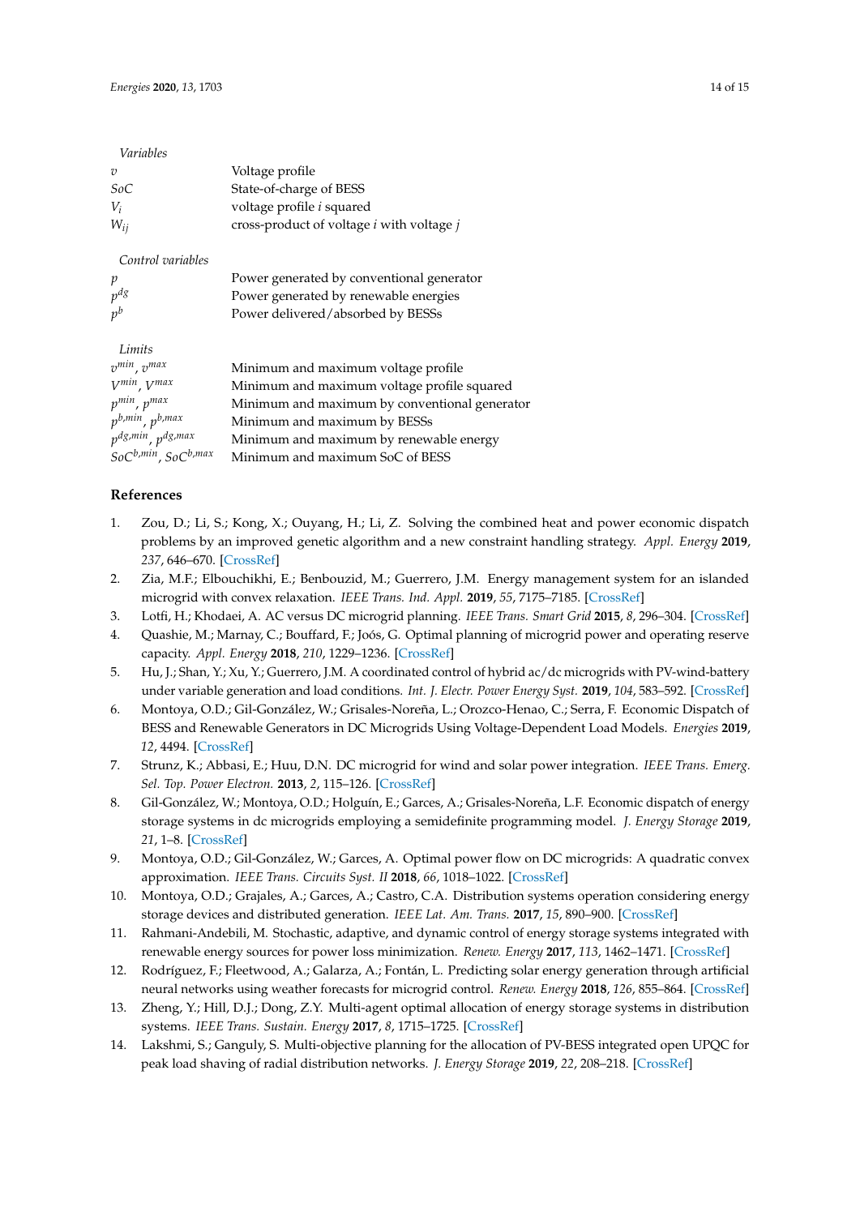*Variables*

| | |
|---|---|
| $v$ | Voltage profile |
| $SoC$ | State-of-charge of BESS |
| $V_i$ | voltage profile $i$ squared |
| $W_{ij}$ | cross-product of voltage $i$ with voltage $j$ |

*Control variables*

| | |
|---|---|
| $p$ | Power generated by conventional generator |
| $p^{dg}$ | Power generated by renewable energies |
| $p^b$ | Power delivered/absorbed by BESSs |

*Limits*

| | |
|---|---|
| $v^{min}$, $v^{max}$ | Minimum and maximum voltage profile |
| $V^{min}$, $V^{max}$ | Minimum and maximum voltage profile squared |
| $p^{min}$, $p^{max}$ | Minimum and maximum by conventional generator |
| $p^{b,min}$, $p^{b,max}$ | Minimum and maximum by BESSs |
| $p^{dg,min}$, $p^{dg,max}$ | Minimum and maximum by renewable energy |
| $SoC^{b,min}$, $SoC^{b,max}$ | Minimum and maximum SoC of BESS |

## References

1. Zou, D.; Li, S.; Kong, X.; Ouyang, H.; Li, Z. Solving the combined heat and power economic dispatch problems by an improved genetic algorithm and a new constraint handling strategy. *Appl. Energy* **2019**, *237*, 646–670. [CrossRef]
2. Zia, M.F.; Elbouchikhi, E.; Benbouzid, M.; Guerrero, J.M. Energy management system for an islanded microgrid with convex relaxation. *IEEE Trans. Ind. Appl.* **2019**, *55*, 7175–7185. [CrossRef]
3. Lotfi, H.; Khodaei, A. AC versus DC microgrid planning. *IEEE Trans. Smart Grid* **2015**, *8*, 296–304. [CrossRef]
4. Quashie, M.; Marnay, C.; Bouffard, F.; Joós, G. Optimal planning of microgrid power and operating reserve capacity. *Appl. Energy* **2018**, *210*, 1229–1236. [CrossRef]
5. Hu, J.; Shan, Y.; Xu, Y.; Guerrero, J.M. A coordinated control of hybrid ac/dc microgrids with PV-wind-battery under variable generation and load conditions. *Int. J. Electr. Power Energy Syst.* **2019**, *104*, 583–592. [CrossRef]
6. Montoya, O.D.; Gil-González, W.; Grisales-Noreña, L.; Orozco-Henao, C.; Serra, F. Economic Dispatch of BESS and Renewable Generators in DC Microgrids Using Voltage-Dependent Load Models. *Energies* **2019**, *12*, 4494. [CrossRef]
7. Strunz, K.; Abbasi, E.; Huu, D.N. DC microgrid for wind and solar power integration. *IEEE Trans. Emerg. Sel. Top. Power Electron.* **2013**, *2*, 115–126. [CrossRef]
8. Gil-González, W.; Montoya, O.D.; Holguín, E.; Garces, A.; Grisales-Noreña, L.F. Economic dispatch of energy storage systems in dc microgrids employing a semidefinite programming model. *J. Energy Storage* **2019**, *21*, 1–8. [CrossRef]
9. Montoya, O.D.; Gil-González, W.; Garces, A. Optimal power flow on DC microgrids: A quadratic convex approximation. *IEEE Trans. Circuits Syst. II* **2018**, *66*, 1018–1022. [CrossRef]
10. Montoya, O.D.; Grajales, A.; Garces, A.; Castro, C.A. Distribution systems operation considering energy storage devices and distributed generation. *IEEE Lat. Am. Trans.* **2017**, *15*, 890–900. [CrossRef]
11. Rahmani-Andebili, M. Stochastic, adaptive, and dynamic control of energy storage systems integrated with renewable energy sources for power loss minimization. *Renew. Energy* **2017**, *113*, 1462–1471. [CrossRef]
12. Rodríguez, F.; Fleetwood, A.; Galarza, A.; Fontán, L. Predicting solar energy generation through artificial neural networks using weather forecasts for microgrid control. *Renew. Energy* **2018**, *126*, 855–864. [CrossRef]
13. Zheng, Y.; Hill, D.J.; Dong, Z.Y. Multi-agent optimal allocation of energy storage systems in distribution systems. *IEEE Trans. Sustain. Energy* **2017**, *8*, 1715–1725. [CrossRef]
14. Lakshmi, S.; Ganguly, S. Multi-objective planning for the allocation of PV-BESS integrated open UPQC for peak load shaving of radial distribution networks. *J. Energy Storage* **2019**, *22*, 208–218. [CrossRef]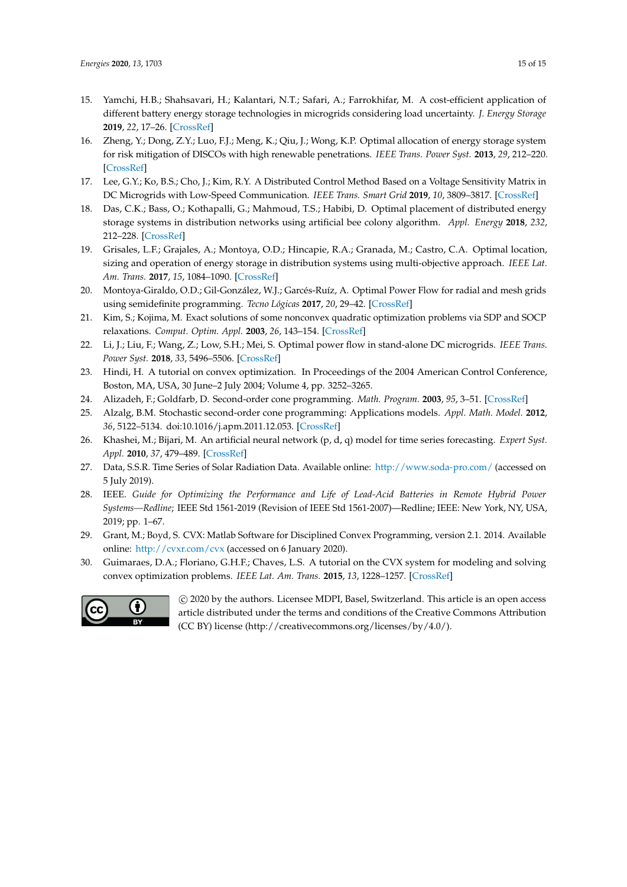15. Yamchi, H.B.; Shahsavari, H.; Kalantari, N.T.; Safari, A.; Farrokhifar, M. A cost-efficient application of different battery energy storage technologies in microgrids considering load uncertainty. *J. Energy Storage* **2019**, *22*, 17–26. [CrossRef]
16. Zheng, Y.; Dong, Z.Y.; Luo, F.J.; Meng, K.; Qiu, J.; Wong, K.P. Optimal allocation of energy storage system for risk mitigation of DISCOs with high renewable penetrations. *IEEE Trans. Power Syst.* **2013**, *29*, 212–220. [CrossRef]
17. Lee, G.Y.; Ko, B.S.; Cho, J.; Kim, R.Y. A Distributed Control Method Based on a Voltage Sensitivity Matrix in DC Microgrids with Low-Speed Communication. *IEEE Trans. Smart Grid* **2019**, *10*, 3809–3817. [CrossRef]
18. Das, C.K.; Bass, O.; Kothapalli, G.; Mahmoud, T.S.; Habibi, D. Optimal placement of distributed energy storage systems in distribution networks using artificial bee colony algorithm. *Appl. Energy* **2018**, *232*, 212–228. [CrossRef]
19. Grisales, L.F.; Grajales, A.; Montoya, O.D.; Hincapie, R.A.; Granada, M.; Castro, C.A. Optimal location, sizing and operation of energy storage in distribution systems using multi-objective approach. *IEEE Lat. Am. Trans.* **2017**, *15*, 1084–1090. [CrossRef]
20. Montoya-Giraldo, O.D.; Gil-González, W.J.; Garcés-Ruíz, A. Optimal Power Flow for radial and mesh grids using semidefinite programming. *Tecno Lógicas* **2017**, *20*, 29–42. [CrossRef]
21. Kim, S.; Kojima, M. Exact solutions of some nonconvex quadratic optimization problems via SDP and SOCP relaxations. *Comput. Optim. Appl.* **2003**, *26*, 143–154. [CrossRef]
22. Li, J.; Liu, F.; Wang, Z.; Low, S.H.; Mei, S. Optimal power flow in stand-alone DC microgrids. *IEEE Trans. Power Syst.* **2018**, *33*, 5496–5506. [CrossRef]
23. Hindi, H. A tutorial on convex optimization. In Proceedings of the 2004 American Control Conference, Boston, MA, USA, 30 June–2 July 2004; Volume 4, pp. 3252–3265.
24. Alizadeh, F.; Goldfarb, D. Second-order cone programming. *Math. Program.* **2003**, *95*, 3–51. [CrossRef]
25. Alzalg, B.M. Stochastic second-order cone programming: Applications models. *Appl. Math. Model.* **2012**, *36*, 5122–5134. doi:10.1016/j.apm.2011.12.053. [CrossRef]
26. Khashei, M.; Bijari, M. An artificial neural network (p, d, q) model for time series forecasting. *Expert Syst. Appl.* **2010**, *37*, 479–489. [CrossRef]
27. Data, S.S.R. Time Series of Solar Radiation Data. Available online: http://www.soda-pro.com/ (accessed on 5 July 2019).
28. IEEE. *Guide for Optimizing the Performance and Life of Lead-Acid Batteries in Remote Hybrid Power Systems—Redline*; IEEE Std 1561-2019 (Revision of IEEE Std 1561-2007)—Redline; IEEE: New York, NY, USA, 2019; pp. 1–67.
29. Grant, M.; Boyd, S. CVX: Matlab Software for Disciplined Convex Programming, version 2.1. 2014. Available online: http://cvxr.com/cvx (accessed on 6 January 2020).
30. Guimaraes, D.A.; Floriano, G.H.F.; Chaves, L.S. A tutorial on the CVX system for modeling and solving convex optimization problems. *IEEE Lat. Am. Trans.* **2015**, *13*, 1228–1257. [CrossRef]

© 2020 by the authors. Licensee MDPI, Basel, Switzerland. This article is an open access article distributed under the terms and conditions of the Creative Commons Attribution (CC BY) license (http://creativecommons.org/licenses/by/4.0/).